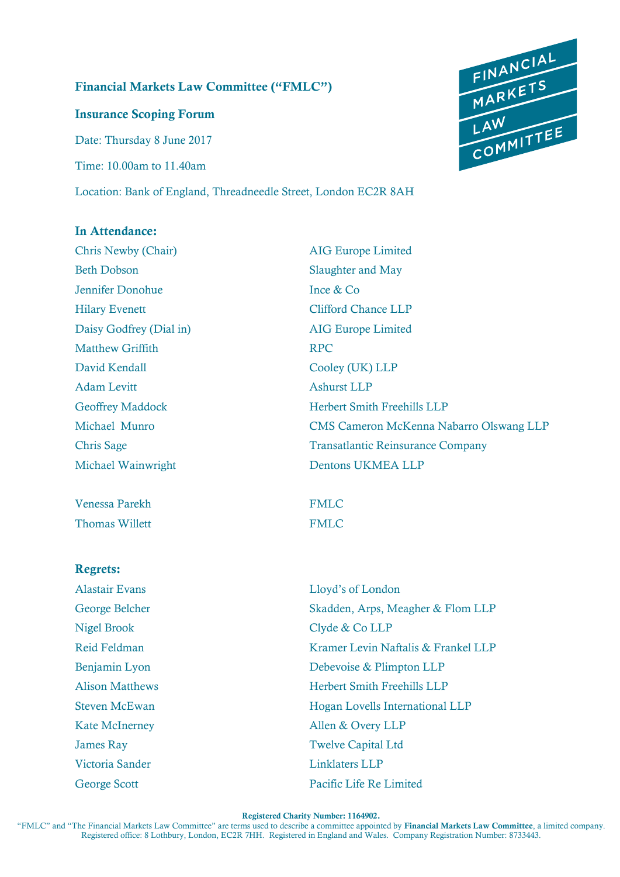**Financial Markets Law Committee (“FMLC”)**

**Insurance Scoping Forum**

Date: Thursday 8 June 2017

Time: 10.00am to 11.40am

Location: Bank of England, Threadneedle Street, London EC2R 8AH

**In Attendance:**

| | |
|---|---|
| Chris Newby (Chair) | AIG Europe Limited |
| Beth Dobson | Slaughter and May |
| Jennifer Donohue | Ince & Co |
| Hilary Evenett | Clifford Chance LLP |
| Daisy Godfrey (Dial in) | AIG Europe Limited |
| Matthew Griffith | RPC |
| David Kendall | Cooley (UK) LLP |
| Adam Levitt | Ashurst LLP |
| Geoffrey Maddock | Herbert Smith Freehills LLP |
| Michael Munro | CMS Cameron McKenna Nabarro Olswang LLP |
| Chris Sage | Transatlantic Reinsurance Company |
| Michael Wainwright | Dentons UKMEA LLP |
| Venessa Parekh | FMLC |
| Thomas Willett | FMLC |

**Regrets:**

| | |
|---|---|
| Alastair Evans | Lloyd’s of London |
| George Belcher | Skadden, Arps, Meagher & Flom LLP |
| Nigel Brook | Clyde & Co LLP |
| Reid Feldman | Kramer Levin Naftalis & Frankel LLP |
| Benjamin Lyon | Debevoise & Plimpton LLP |
| Alison Matthews | Herbert Smith Freehills LLP |
| Steven McEwan | Hogan Lovells International LLP |
| Kate McInerney | Allen & Overy LLP |
| James Ray | Twelve Capital Ltd |
| Victoria Sander | Linklaters LLP |
| George Scott | Pacific Life Re Limited |

**Registered Charity Number: 1164902.**
“FMLC” and “The Financial Markets Law Committee” are terms used to describe a committee appointed by **Financial Markets Law Committee**, a limited company. Registered office: 8 Lothbury, London, EC2R 7HH. Registered in England and Wales. Company Registration Number: 8733443.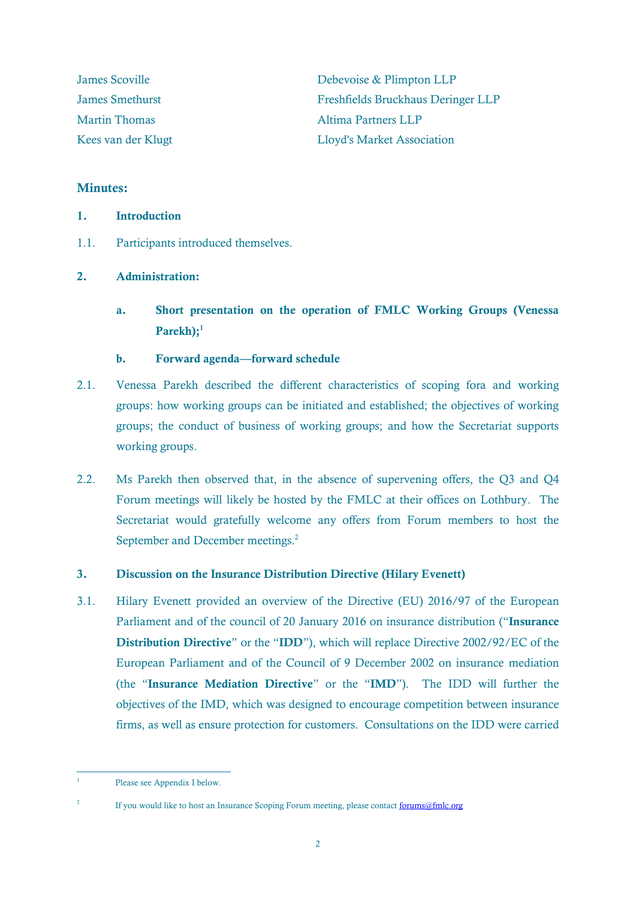| | |
|---|---|
| James Scoville | Debevoise & Plimpton LLP |
| James Smethurst | Freshfields Bruckhaus Deringer LLP |
| Martin Thomas | Altima Partners LLP |
| Kees van der Klugt | Lloyd's Market Association |

## Minutes:

### 1. Introduction

1.1. Participants introduced themselves.

### 2. Administration:

**a. Short presentation on the operation of FMLC Working Groups (Venessa Parekh);**[1]

**b. Forward agenda—forward schedule**

2.1. Venessa Parekh described the different characteristics of scoping fora and working groups: how working groups can be initiated and established; the objectives of working groups; the conduct of business of working groups; and how the Secretariat supports working groups.

2.2. Ms Parekh then observed that, in the absence of supervening offers, the Q3 and Q4 Forum meetings will likely be hosted by the FMLC at their offices on Lothbury. The Secretariat would gratefully welcome any offers from Forum members to host the September and December meetings.[2]

### 3. Discussion on the Insurance Distribution Directive (Hilary Evenett)

3.1. Hilary Evenett provided an overview of the Directive (EU) 2016/97 of the European Parliament and of the council of 20 January 2016 on insurance distribution ("**Insurance Distribution Directive**" or the "**IDD**"), which will replace Directive 2002/92/EC of the European Parliament and of the Council of 9 December 2002 on insurance mediation (the "**Insurance Mediation Directive**" or the "**IMD**"). The IDD will further the objectives of the IMD, which was designed to encourage competition between insurance firms, as well as ensure protection for customers. Consultations on the IDD were carried

---

[1] Please see Appendix I below.

[2] If you would like to host an Insurance Scoping Forum meeting, please contact forums@fmlc.org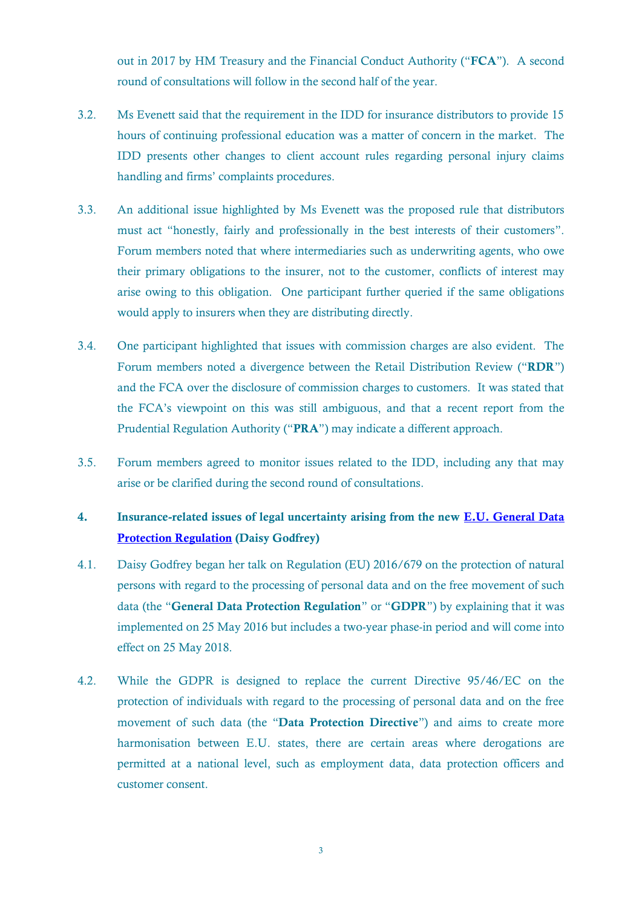out in 2017 by HM Treasury and the Financial Conduct Authority ("**FCA**"). A second round of consultations will follow in the second half of the year.

3.2. Ms Evenett said that the requirement in the IDD for insurance distributors to provide 15 hours of continuing professional education was a matter of concern in the market. The IDD presents other changes to client account rules regarding personal injury claims handling and firms' complaints procedures.

3.3. An additional issue highlighted by Ms Evenett was the proposed rule that distributors must act "honestly, fairly and professionally in the best interests of their customers". Forum members noted that where intermediaries such as underwriting agents, who owe their primary obligations to the insurer, not to the customer, conflicts of interest may arise owing to this obligation. One participant further queried if the same obligations would apply to insurers when they are distributing directly.

3.4. One participant highlighted that issues with commission charges are also evident. The Forum members noted a divergence between the Retail Distribution Review ("**RDR**") and the FCA over the disclosure of commission charges to customers. It was stated that the FCA's viewpoint on this was still ambiguous, and that a recent report from the Prudential Regulation Authority ("**PRA**") may indicate a different approach.

3.5. Forum members agreed to monitor issues related to the IDD, including any that may arise or be clarified during the second round of consultations.

## 4. Insurance-related issues of legal uncertainty arising from the new E.U. General Data Protection Regulation (Daisy Godfrey)

4.1. Daisy Godfrey began her talk on Regulation (EU) 2016/679 on the protection of natural persons with regard to the processing of personal data and on the free movement of such data (the "**General Data Protection Regulation**" or "**GDPR**") by explaining that it was implemented on 25 May 2016 but includes a two-year phase-in period and will come into effect on 25 May 2018.

4.2. While the GDPR is designed to replace the current Directive 95/46/EC on the protection of individuals with regard to the processing of personal data and on the free movement of such data (the "**Data Protection Directive**") and aims to create more harmonisation between E.U. states, there are certain areas where derogations are permitted at a national level, such as employment data, data protection officers and customer consent.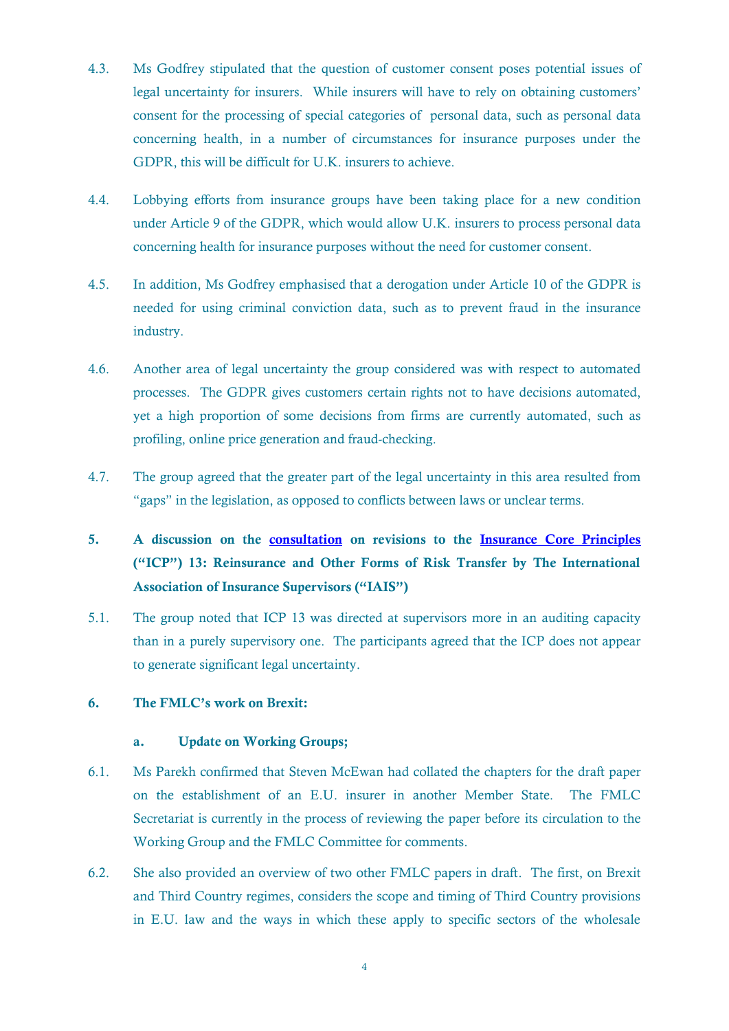4.3. Ms Godfrey stipulated that the question of customer consent poses potential issues of legal uncertainty for insurers. While insurers will have to rely on obtaining customers' consent for the processing of special categories of personal data, such as personal data concerning health, in a number of circumstances for insurance purposes under the GDPR, this will be difficult for U.K. insurers to achieve.

4.4. Lobbying efforts from insurance groups have been taking place for a new condition under Article 9 of the GDPR, which would allow U.K. insurers to process personal data concerning health for insurance purposes without the need for customer consent.

4.5. In addition, Ms Godfrey emphasised that a derogation under Article 10 of the GDPR is needed for using criminal conviction data, such as to prevent fraud in the insurance industry.

4.6. Another area of legal uncertainty the group considered was with respect to automated processes. The GDPR gives customers certain rights not to have decisions automated, yet a high proportion of some decisions from firms are currently automated, such as profiling, online price generation and fraud-checking.

4.7. The group agreed that the greater part of the legal uncertainty in this area resulted from "gaps" in the legislation, as opposed to conflicts between laws or unclear terms.

## 5. A discussion on the consultation on revisions to the Insurance Core Principles ("ICP") 13: Reinsurance and Other Forms of Risk Transfer by The International Association of Insurance Supervisors ("IAIS")

5.1. The group noted that ICP 13 was directed at supervisors more in an auditing capacity than in a purely supervisory one. The participants agreed that the ICP does not appear to generate significant legal uncertainty.

## 6. The FMLC's work on Brexit:

### a. Update on Working Groups;

6.1. Ms Parekh confirmed that Steven McEwan had collated the chapters for the draft paper on the establishment of an E.U. insurer in another Member State. The FMLC Secretariat is currently in the process of reviewing the paper before its circulation to the Working Group and the FMLC Committee for comments.

6.2. She also provided an overview of two other FMLC papers in draft. The first, on Brexit and Third Country regimes, considers the scope and timing of Third Country provisions in E.U. law and the ways in which these apply to specific sectors of the wholesale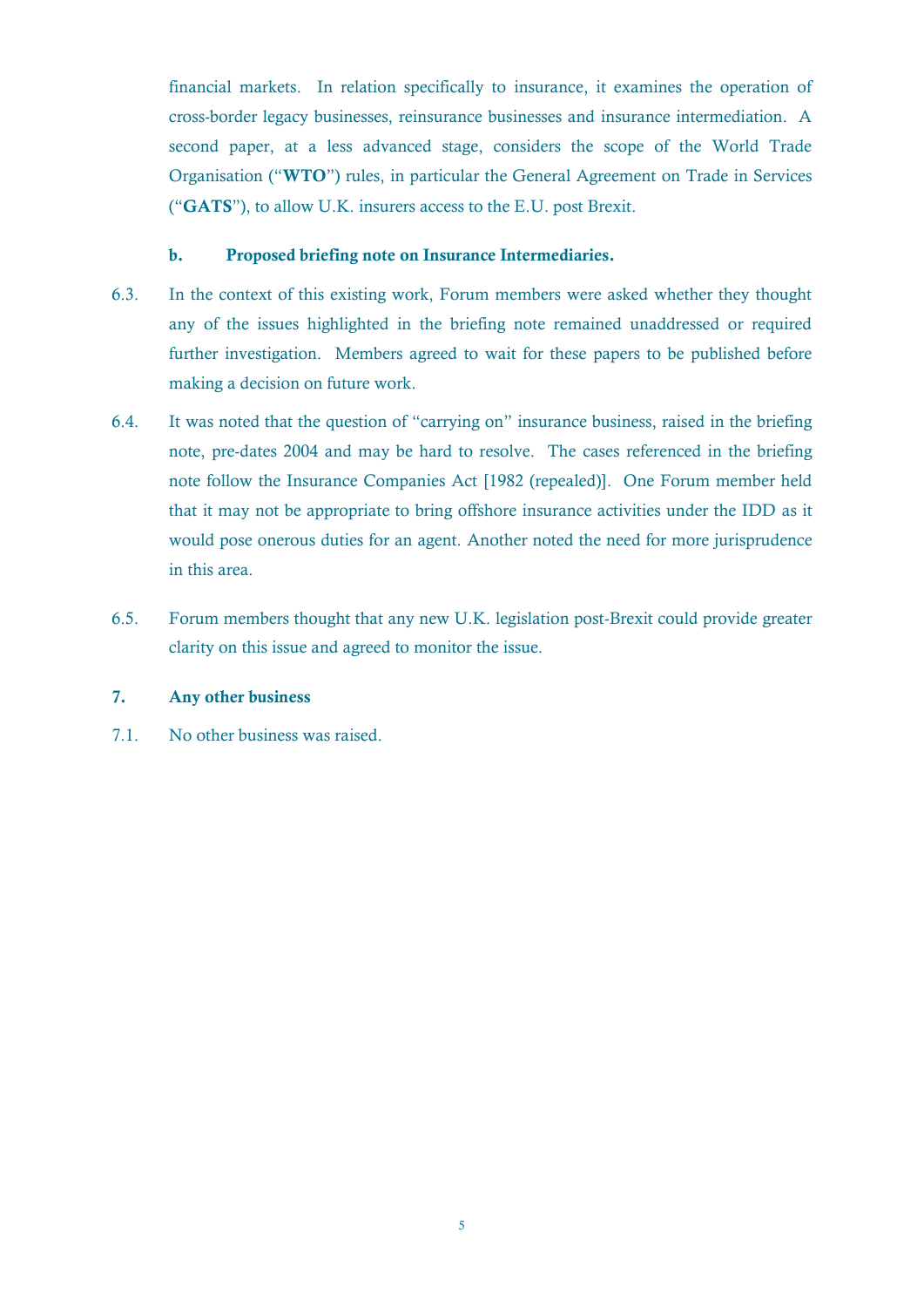financial markets. In relation specifically to insurance, it examines the operation of cross-border legacy businesses, reinsurance businesses and insurance intermediation. A second paper, at a less advanced stage, considers the scope of the World Trade Organisation ("**WTO**") rules, in particular the General Agreement on Trade in Services ("**GATS**"), to allow U.K. insurers access to the E.U. post Brexit.

### b. Proposed briefing note on Insurance Intermediaries.

6.3. In the context of this existing work, Forum members were asked whether they thought any of the issues highlighted in the briefing note remained unaddressed or required further investigation. Members agreed to wait for these papers to be published before making a decision on future work.

6.4. It was noted that the question of "carrying on" insurance business, raised in the briefing note, pre-dates 2004 and may be hard to resolve. The cases referenced in the briefing note follow the Insurance Companies Act [1982 (repealed)]. One Forum member held that it may not be appropriate to bring offshore insurance activities under the IDD as it would pose onerous duties for an agent. Another noted the need for more jurisprudence in this area.

6.5. Forum members thought that any new U.K. legislation post-Brexit could provide greater clarity on this issue and agreed to monitor the issue.

## 7. Any other business

7.1. No other business was raised.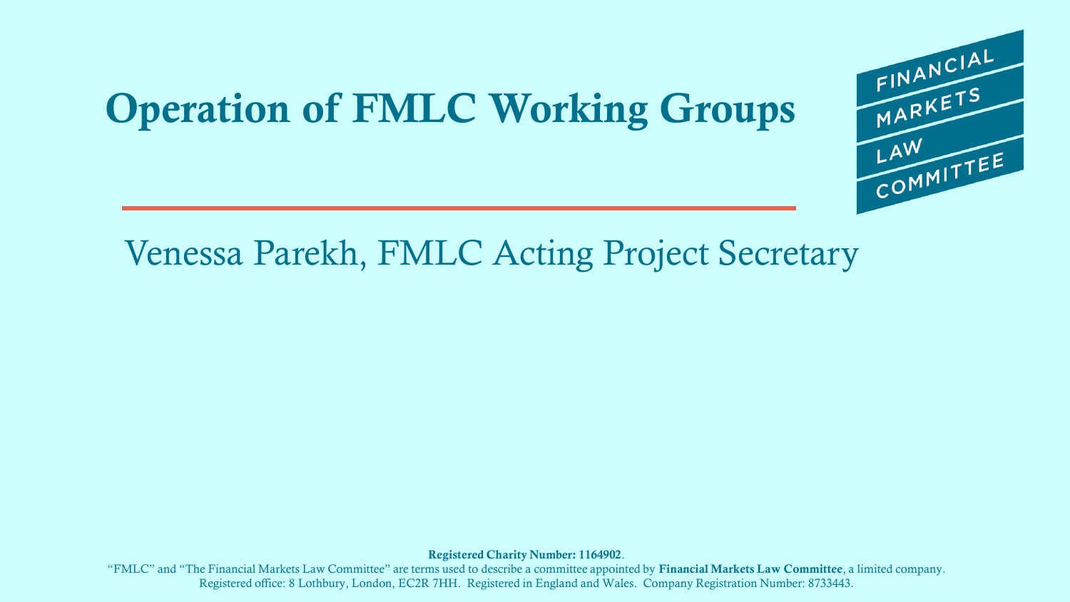# Operation of FMLC Working Groups

FINANCIAL MARKETS LAW COMMITTEE

Venessa Parekh, FMLC Acting Project Secretary

**Registered Charity Number: 1164902**.
"FMLC" and "The Financial Markets Law Committee" are terms used to describe a committee appointed by **Financial Markets Law Committee**, a limited company.
Registered office: 8 Lothbury, London, EC2R 7HH. Registered in England and Wales. Company Registration Number: 8733443.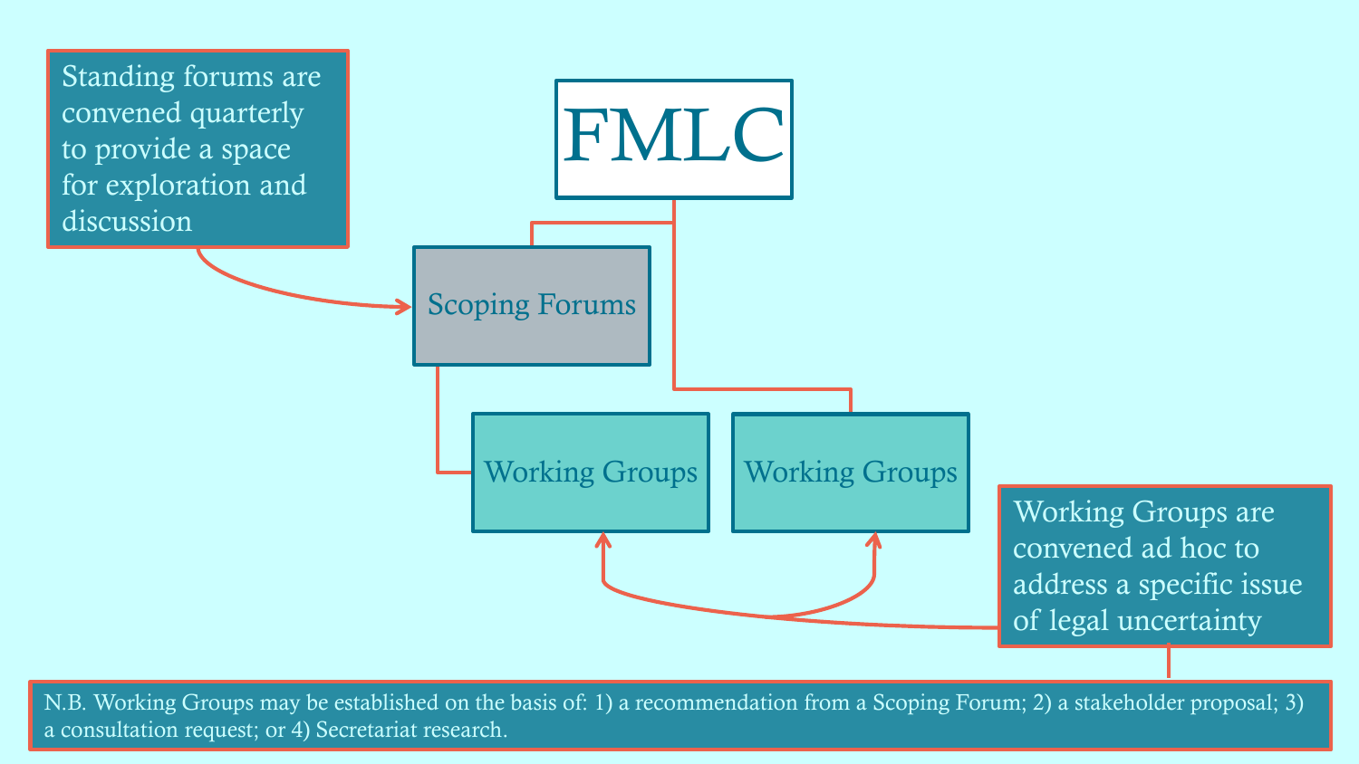FMLC

Standing forums are convened quarterly to provide a space for exploration and discussion

Scoping Forums

Working Groups

Working Groups

Working Groups are convened ad hoc to address a specific issue of legal uncertainty

N.B. Working Groups may be established on the basis of: 1) a recommendation from a Scoping Forum; 2) a stakeholder proposal; 3) a consultation request; or 4) Secretariat research.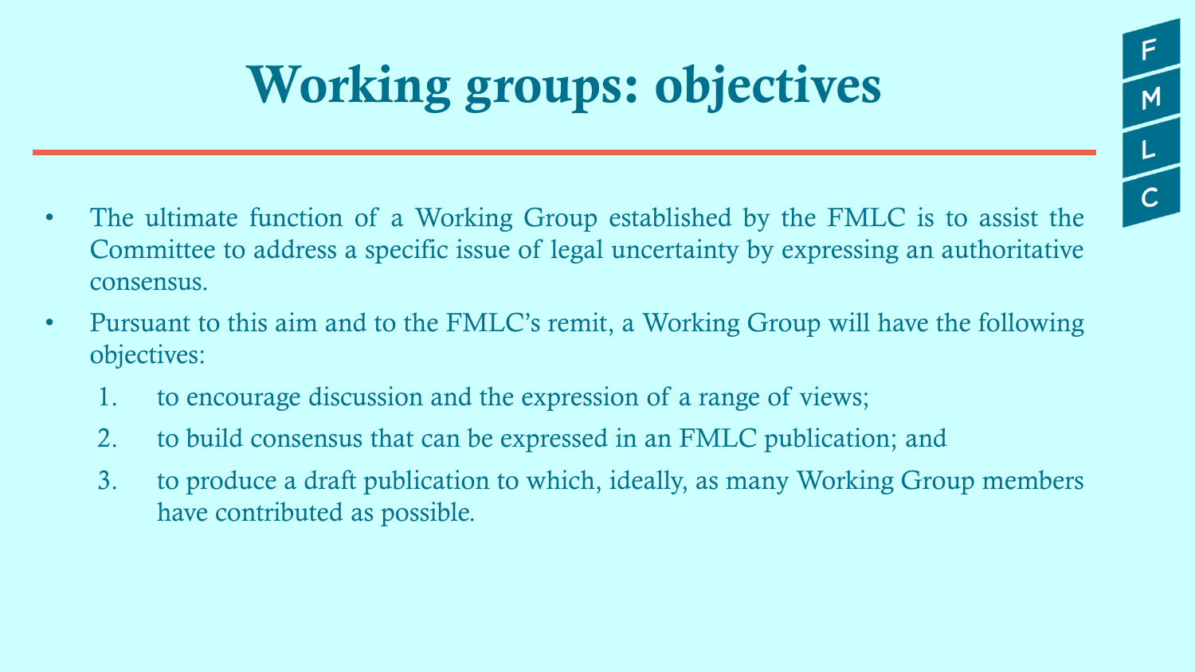# Working groups: objectives

- The ultimate function of a Working Group established by the FMLC is to assist the Committee to address a specific issue of legal uncertainty by expressing an authoritative consensus.
- Pursuant to this aim and to the FMLC's remit, a Working Group will have the following objectives:
  1. to encourage discussion and the expression of a range of views;
  2. to build consensus that can be expressed in an FMLC publication; and
  3. to produce a draft publication to which, ideally, as many Working Group members have contributed as possible.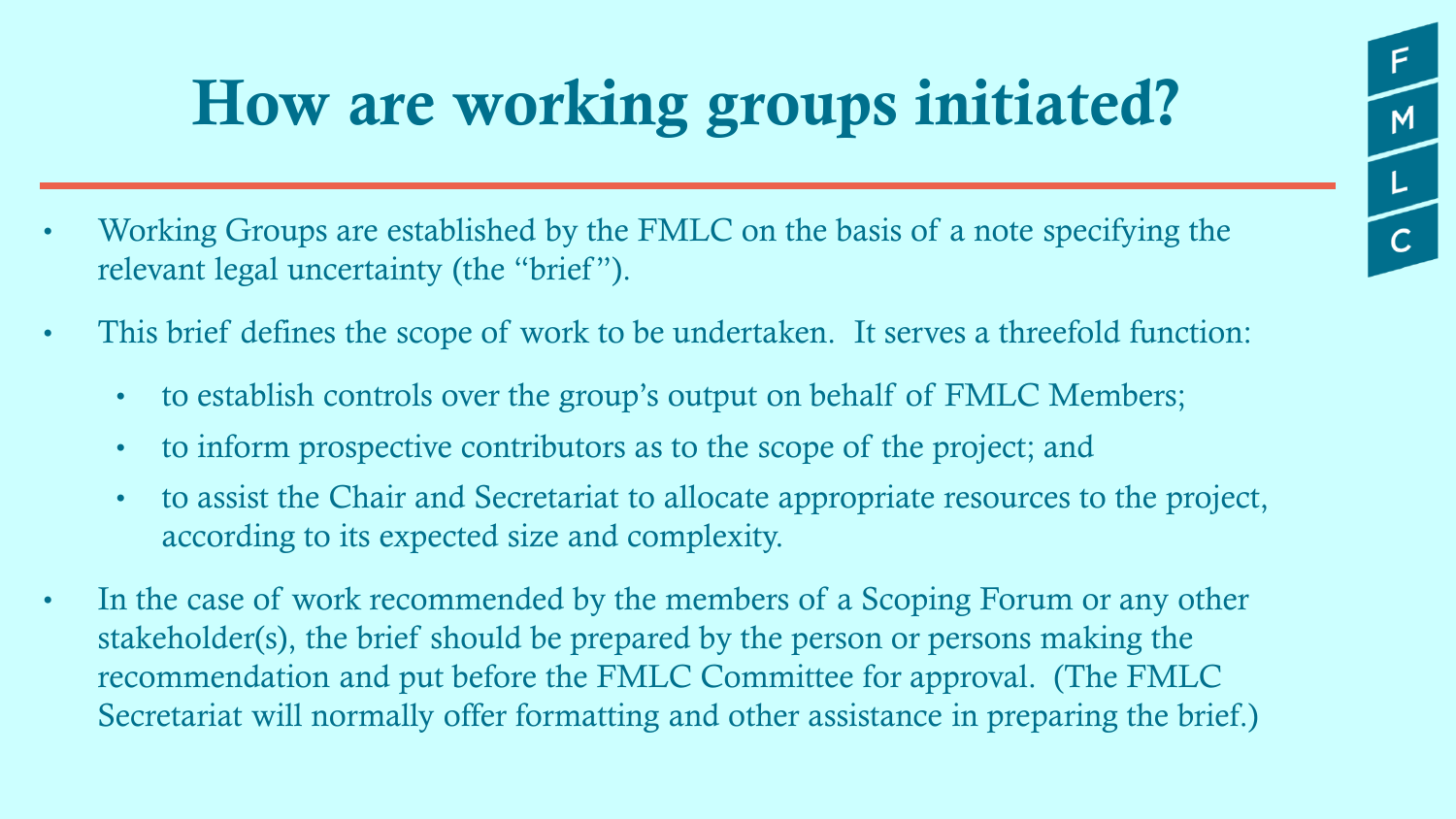# How are working groups initiated?

- Working Groups are established by the FMLC on the basis of a note specifying the relevant legal uncertainty (the "brief").
- This brief defines the scope of work to be undertaken. It serves a threefold function:
  - to establish controls over the group's output on behalf of FMLC Members;
  - to inform prospective contributors as to the scope of the project; and
  - to assist the Chair and Secretariat to allocate appropriate resources to the project, according to its expected size and complexity.
- In the case of work recommended by the members of a Scoping Forum or any other stakeholder(s), the brief should be prepared by the person or persons making the recommendation and put before the FMLC Committee for approval. (The FMLC Secretariat will normally offer formatting and other assistance in preparing the brief.)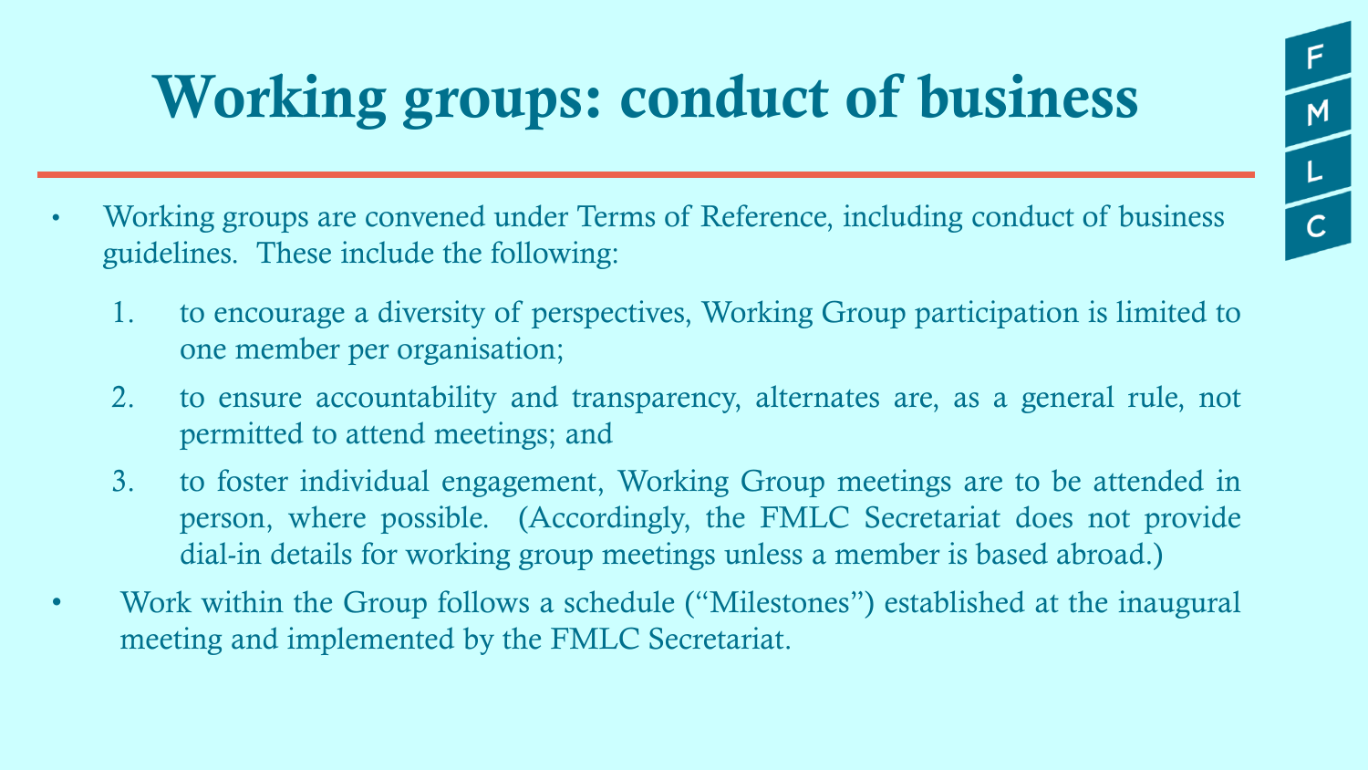# Working groups: conduct of business

- Working groups are convened under Terms of Reference, including conduct of business guidelines. These include the following:
    1. to encourage a diversity of perspectives, Working Group participation is limited to one member per organisation;
    2. to ensure accountability and transparency, alternates are, as a general rule, not permitted to attend meetings; and
    3. to foster individual engagement, Working Group meetings are to be attended in person, where possible. (Accordingly, the FMLC Secretariat does not provide dial-in details for working group meetings unless a member is based abroad.)
- Work within the Group follows a schedule ("Milestones") established at the inaugural meeting and implemented by the FMLC Secretariat.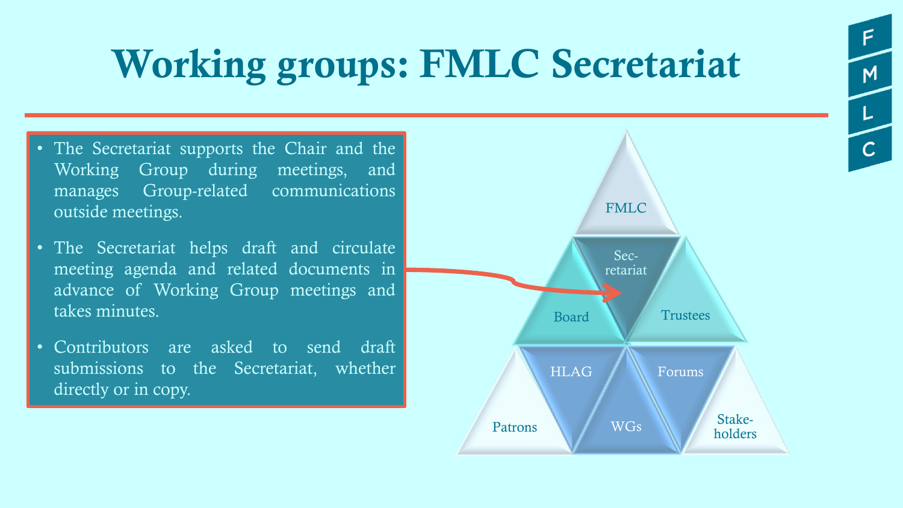# Working groups: FMLC Secretariat

- The Secretariat supports the Chair and the Working Group during meetings, and manages Group-related communications outside meetings.
- The Secretariat helps draft and circulate meeting agenda and related documents in advance of Working Group meetings and takes minutes.
- Contributors are asked to send draft submissions to the Secretariat, whether directly or in copy.

FMLC

Sec-retariat

Board

Trustees

HLAG

Forums

Patrons

WGs

Stake-holders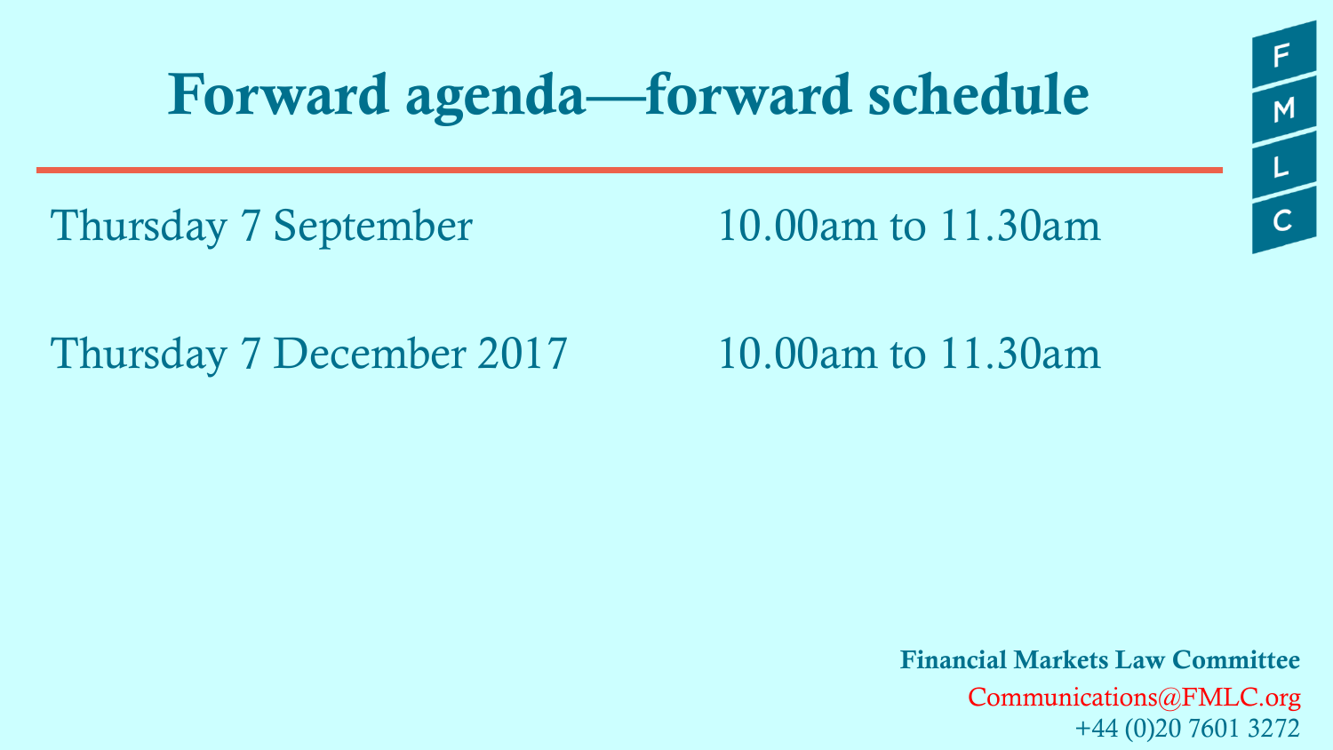# Forward agenda—forward schedule

| | |
|---|---|
| Thursday 7 September | 10.00am to 11.30am |
| Thursday 7 December 2017 | 10.00am to 11.30am |

**Financial Markets Law Committee**

Communications@FMLC.org

+44 (0)20 7601 3272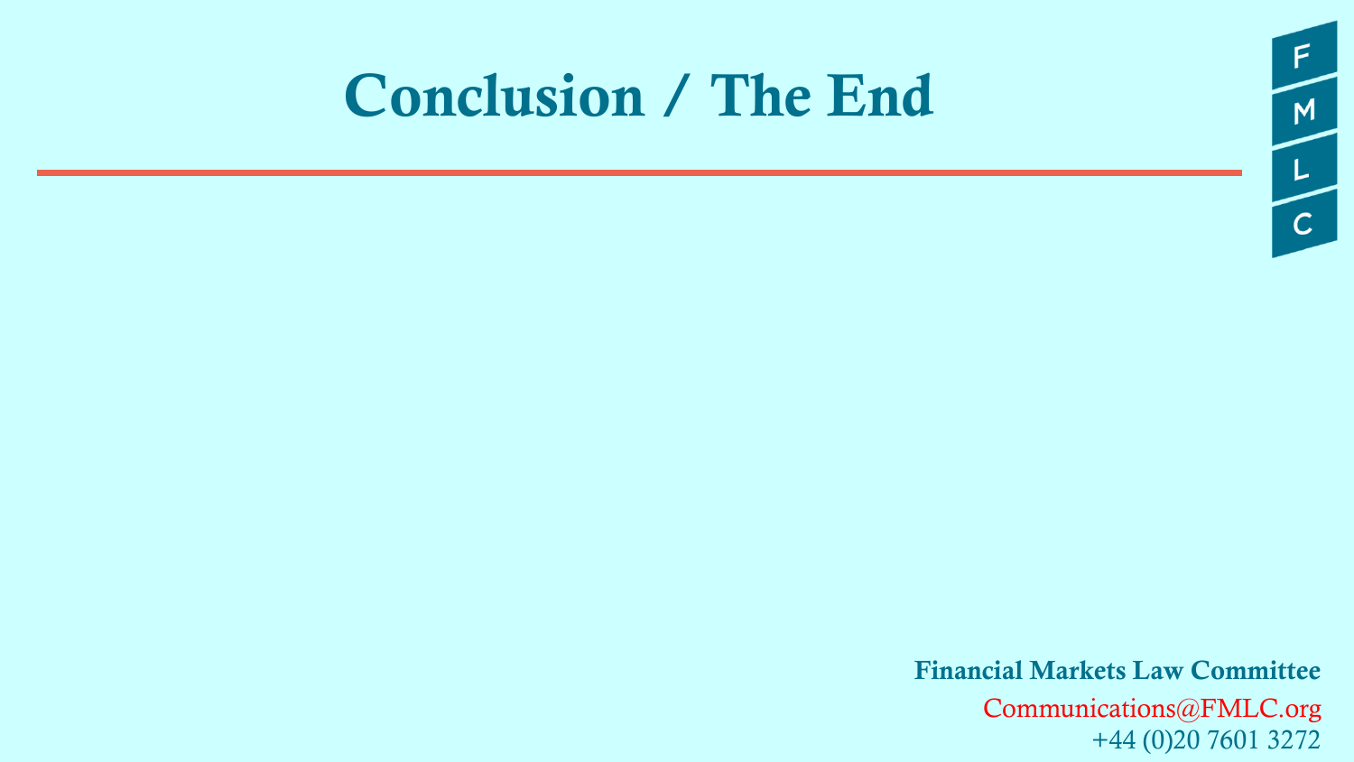# Conclusion / The End

**Financial Markets Law Committee**

Communications@FMLC.org

+44 (0)20 7601 3272